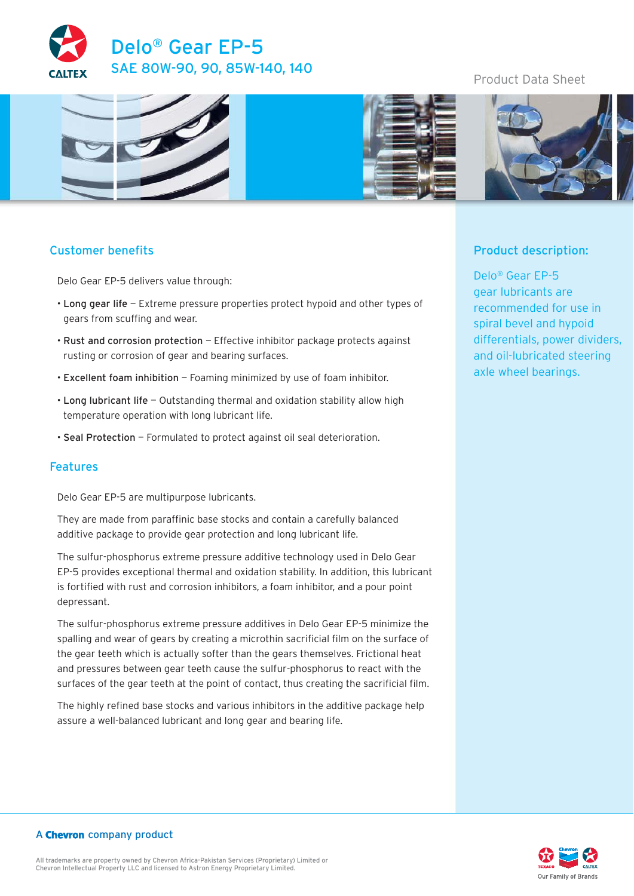# Delo® Gear EP-5

## SAE 80W-90, 90, 85W-140, 140

Product Data Sheet

## Customer benefits

Delo Gear EP-5 delivers value through:

- **Long gear life** – Extreme pressure properties protect hypoid and other types of gears from scuffing and wear.
- **Rust and corrosion protection** – Effective inhibitor package protects against rusting or corrosion of gear and bearing surfaces.
- **Excellent foam inhibition** – Foaming minimized by use of foam inhibitor.
- **Long lubricant life** – Outstanding thermal and oxidation stability allow high temperature operation with long lubricant life.
- **Seal Protection** – Formulated to protect against oil seal deterioration.

## Features

Delo Gear EP-5 are multipurpose lubricants.

They are made from paraffinic base stocks and contain a carefully balanced additive package to provide gear protection and long lubricant life.

The sulfur-phosphorus extreme pressure additive technology used in Delo Gear EP-5 provides exceptional thermal and oxidation stability. In addition, this lubricant is fortified with rust and corrosion inhibitors, a foam inhibitor, and a pour point depressant.

The sulfur-phosphorus extreme pressure additives in Delo Gear EP-5 minimize the spalling and wear of gears by creating a microthin sacrificial film on the surface of the gear teeth which is actually softer than the gears themselves. Frictional heat and pressures between gear teeth cause the sulfur-phosphorus to react with the surfaces of the gear teeth at the point of contact, thus creating the sacrificial film.

The highly refined base stocks and various inhibitors in the additive package help assure a well-balanced lubricant and long gear and bearing life.

## Product description:

Delo® Gear EP-5 gear lubricants are recommended for use in spiral bevel and hypoid differentials, power dividers, and oil-lubricated steering axle wheel bearings.

A **Chevron** company product

All trademarks are property owned by Chevron Africa-Pakistan Services (Proprietary) Limited or Chevron Intellectual Property LLC and licensed to Astron Energy Proprietary Limited.

Our Family of Brands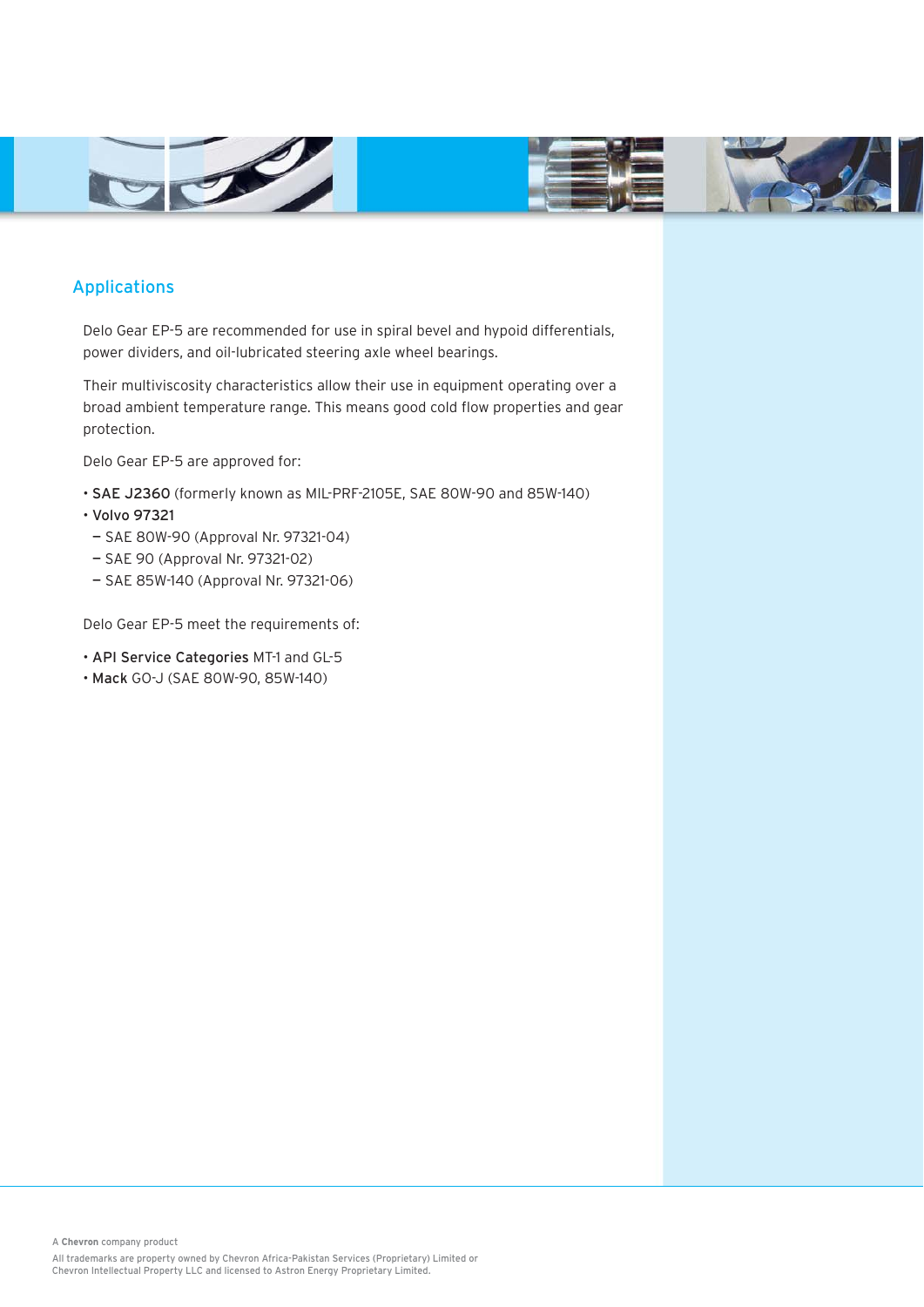## Applications

Delo Gear EP-5 are recommended for use in spiral bevel and hypoid differentials, power dividers, and oil-lubricated steering axle wheel bearings.

Their multiviscosity characteristics allow their use in equipment operating over a broad ambient temperature range. This means good cold flow properties and gear protection.

Delo Gear EP-5 are approved for:

- **SAE J2360** (formerly known as MIL-PRF-2105E, SAE 80W-90 and 85W-140)
- **Volvo 97321**
  - SAE 80W-90 (Approval Nr. 97321-04)
  - SAE 90 (Approval Nr. 97321-02)
  - SAE 85W-140 (Approval Nr. 97321-06)

Delo Gear EP-5 meet the requirements of:

- **API Service Categories** MT-1 and GL-5
- **Mack** GO-J (SAE 80W-90, 85W-140)

A **Chevron** company product

All trademarks are property owned by Chevron Africa-Pakistan Services (Proprietary) Limited or Chevron Intellectual Property LLC and licensed to Astron Energy Proprietary Limited.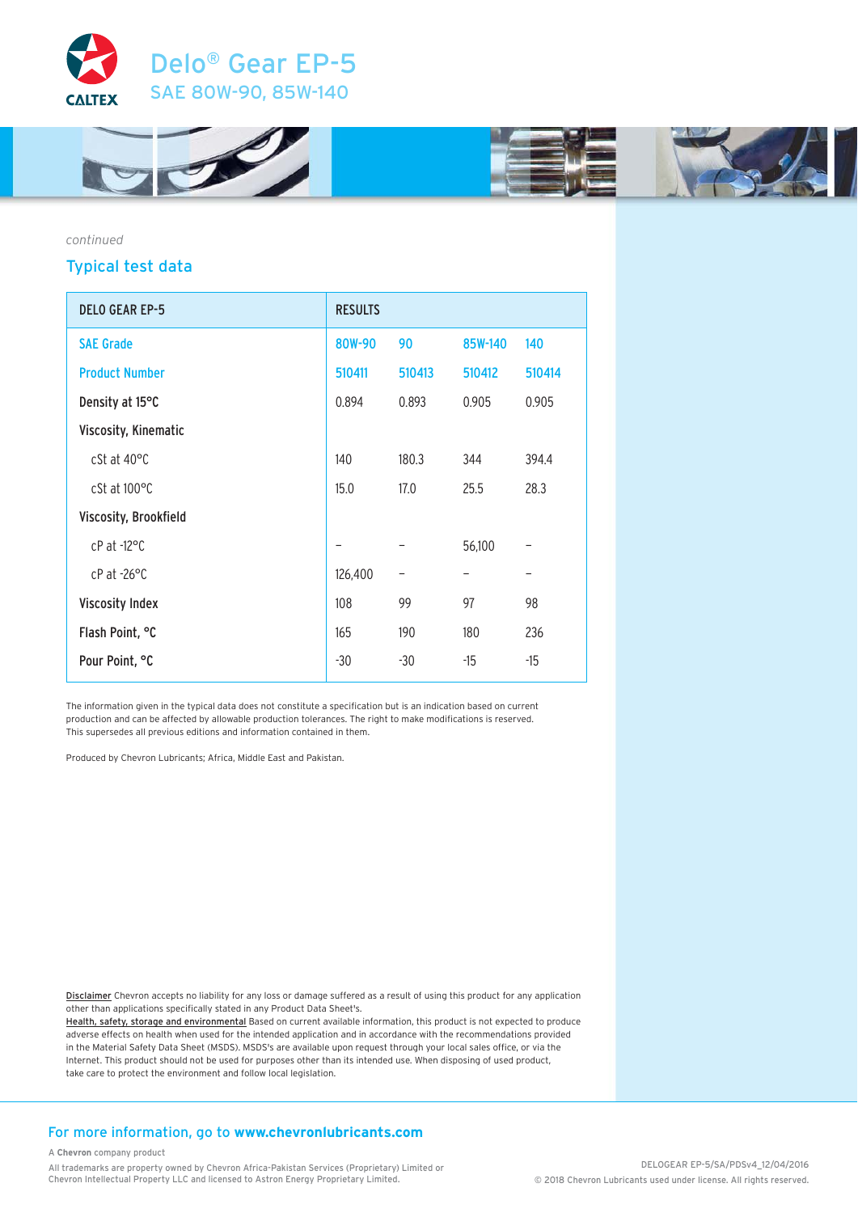# Delo® Gear EP-5

## SAE 80W-90, 85W-140

*continued*

## Typical test data

| DELO GEAR EP-5 | RESULTS | | | |
|---|---|---|---|---|
| SAE Grade | 80W-90 | 90 | 85W-140 | 140 |
| Product Number | 510411 | 510413 | 510412 | 510414 |
| Density at 15°C | 0.894 | 0.893 | 0.905 | 0.905 |
| Viscosity, Kinematic | | | | |
| cSt at 40°C | 140 | 180.3 | 344 | 394.4 |
| cSt at 100°C | 15.0 | 17.0 | 25.5 | 28.3 |
| Viscosity, Brookfield | | | | |
| cP at -12°C | – | – | 56,100 | – |
| cP at -26°C | 126,400 | – | – | – |
| Viscosity Index | 108 | 99 | 97 | 98 |
| Flash Point, °C | 165 | 190 | 180 | 236 |
| Pour Point, °C | -30 | -30 | -15 | -15 |

The information given in the typical data does not constitute a specification but is an indication based on current production and can be affected by allowable production tolerances. The right to make modifications is reserved. This supersedes all previous editions and information contained in them.

Produced by Chevron Lubricants; Africa, Middle East and Pakistan.

Disclaimer Chevron accepts no liability for any loss or damage suffered as a result of using this product for any application other than applications specifically stated in any Product Data Sheet's.

Health, safety, storage and environmental Based on current available information, this product is not expected to produce adverse effects on health when used for the intended application and in accordance with the recommendations provided in the Material Safety Data Sheet (MSDS). MSDS's are available upon request through your local sales office, or via the Internet. This product should not be used for purposes other than its intended use. When disposing of used product, take care to protect the environment and follow local legislation.

For more information, go to **www.chevronlubricants.com**

A **Chevron** company product

All trademarks are property owned by Chevron Africa-Pakistan Services (Proprietary) Limited or Chevron Intellectual Property LLC and licensed to Astron Energy Proprietary Limited.

DELOGEAR EP-5/SA/PDSv4_12/04/2016

© 2018 Chevron Lubricants used under license. All rights reserved.